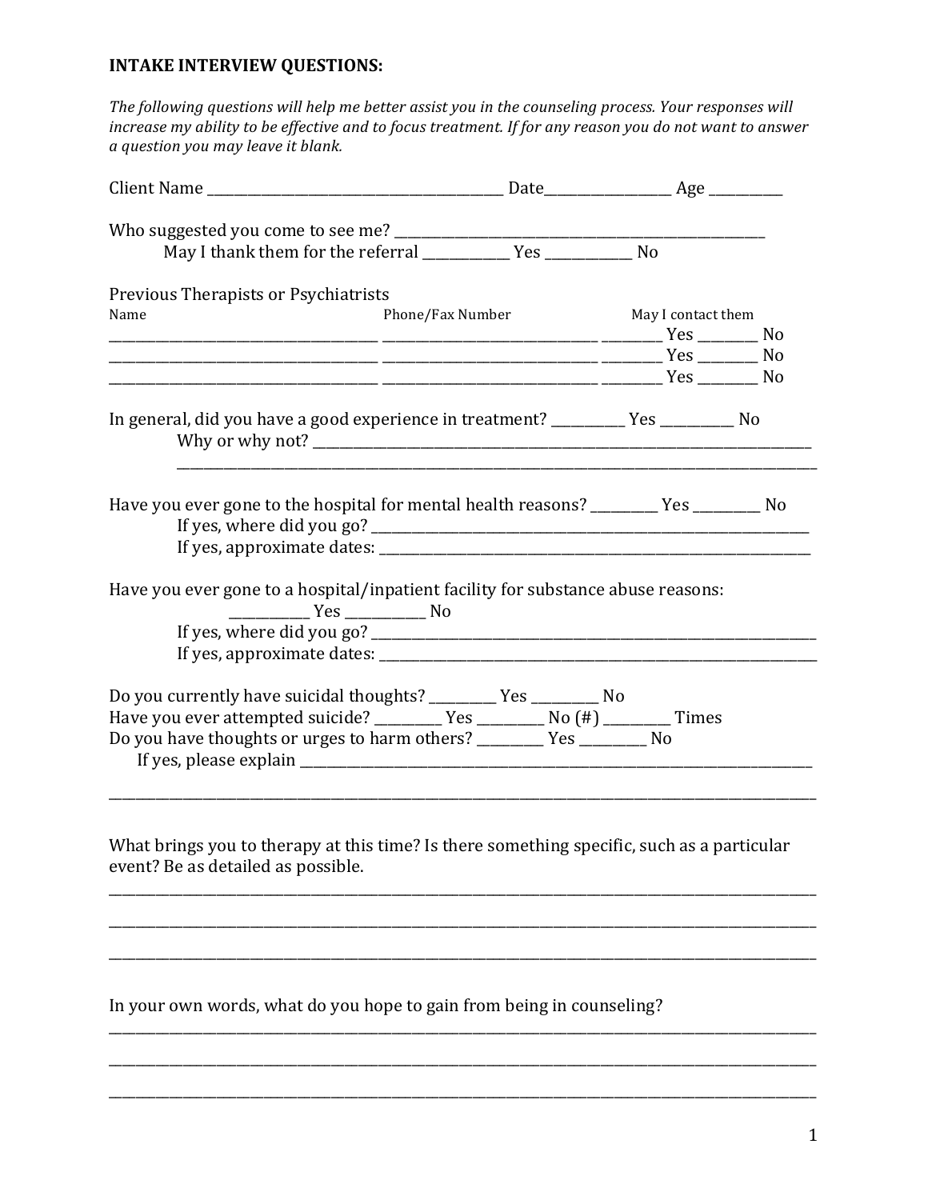**INTAKE INTERVIEW QUESTIONS:**

*The following questions will help me better assist you in the counseling process. Your responses will increase my ability to be effective and to focus treatment. If for any reason you do not want to answer a question you may leave it blank.*

Client Name ____________________________________________ Date__________________ Age __________

Who suggested you come to see me? _______________________________________________________

May I thank them for the referral ____________ Yes ____________ No

Previous Therapists or Psychiatrists

| Name | Phone/Fax Number | May I contact them |
|---|---|---|
| ______________________________ | ______________________________ | _________ Yes ________ No |
| ______________________________ | ______________________________ | _________ Yes ________ No |
| ______________________________ | ______________________________ | _________ Yes ________ No |

In general, did you have a good experience in treatment? __________ Yes __________ No

Why or why not? ___________________________________________________________________________

_____________________________________________________________________________________________

Have you ever gone to the hospital for mental health reasons? _________ Yes _________ No

If yes, where did you go? _________________________________________________________________

If yes, approximate dates: _________________________________________________________________

Have you ever gone to a hospital/inpatient facility for substance abuse reasons:

___________ Yes ___________ No

If yes, where did you go? _________________________________________________________________

If yes, approximate dates: _________________________________________________________________

Do you currently have suicidal thoughts? _________ Yes _________ No

Have you ever attempted suicide? _________ Yes _________ No (#) _________ Times

Do you have thoughts or urges to harm others? _________ Yes _________ No

If yes, please explain _______________________________________________________________________

_____________________________________________________________________________________________

What brings you to therapy at this time? Is there something specific, such as a particular event? Be as detailed as possible.

_____________________________________________________________________________________________

_____________________________________________________________________________________________

_____________________________________________________________________________________________

In your own words, what do you hope to gain from being in counseling?

_____________________________________________________________________________________________

_____________________________________________________________________________________________

_____________________________________________________________________________________________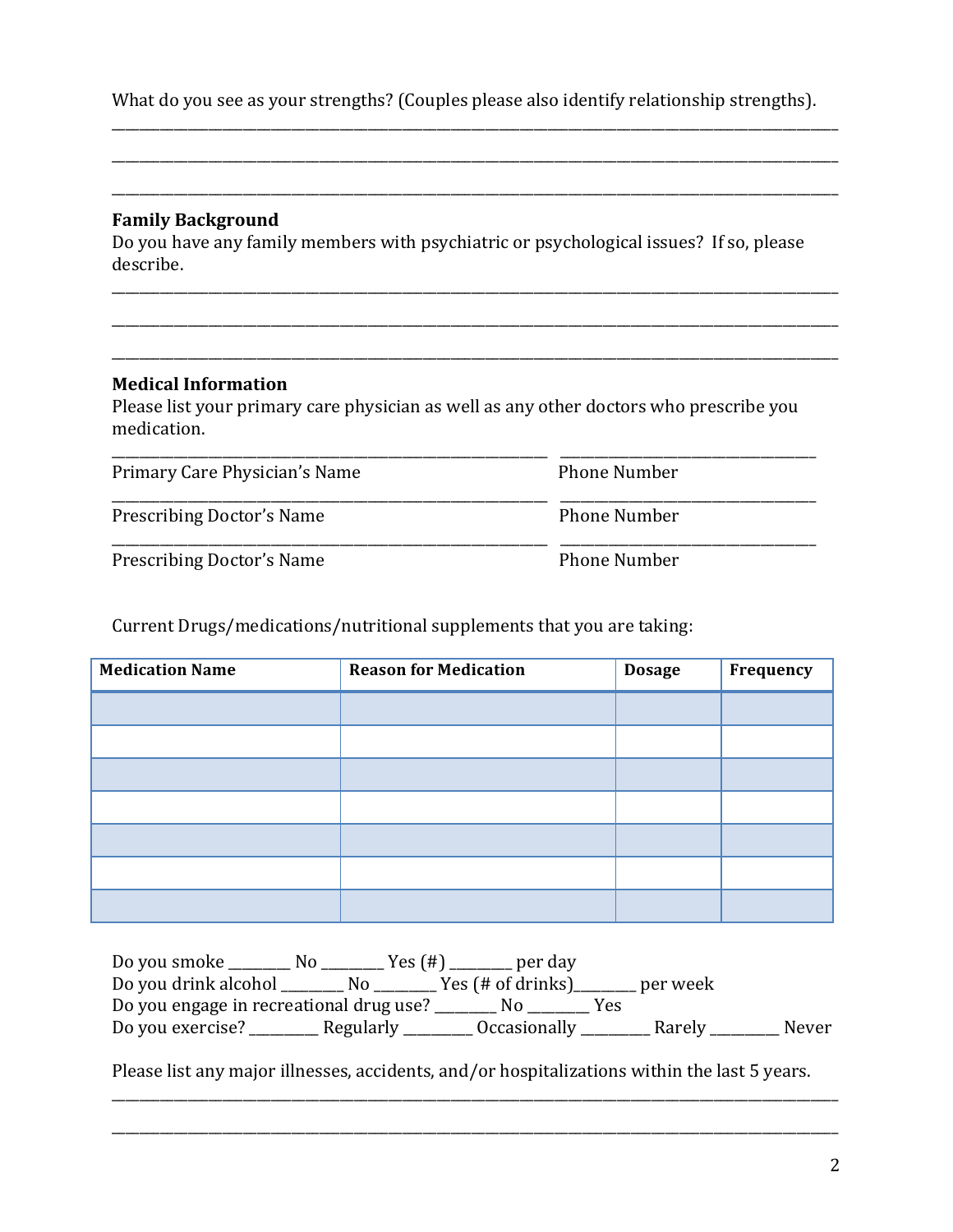What do you see as your strengths? (Couples please also identify relationship strengths).

_______________________________________________________________________________________

_______________________________________________________________________________________

_______________________________________________________________________________________

**Family Background**

Do you have any family members with psychiatric or psychological issues? If so, please describe.

_______________________________________________________________________________________

_______________________________________________________________________________________

_______________________________________________________________________________________

**Medical Information**

Please list your primary care physician as well as any other doctors who prescribe you medication.

_______________________________________________ ______________________________

Primary Care Physician's Name Phone Number

_______________________________________________ ______________________________

Prescribing Doctor's Name Phone Number

_______________________________________________ ______________________________

Prescribing Doctor's Name Phone Number

Current Drugs/medications/nutritional supplements that you are taking:

| Medication Name | Reason for Medication | Dosage | Frequency |
|---|---|---|---|
| | | | |
| | | | |
| | | | |
| | | | |
| | | | |
| | | | |
| | | | |

Do you smoke ________ No ________ Yes (#) ________ per day

Do you drink alcohol ________ No ________ Yes (# of drinks)________ per week

Do you engage in recreational drug use? ________ No ________ Yes

Do you exercise? _________ Regularly _________ Occasionally _________ Rarely _________ Never

Please list any major illnesses, accidents, and/or hospitalizations within the last 5 years.

_______________________________________________________________________________________

_______________________________________________________________________________________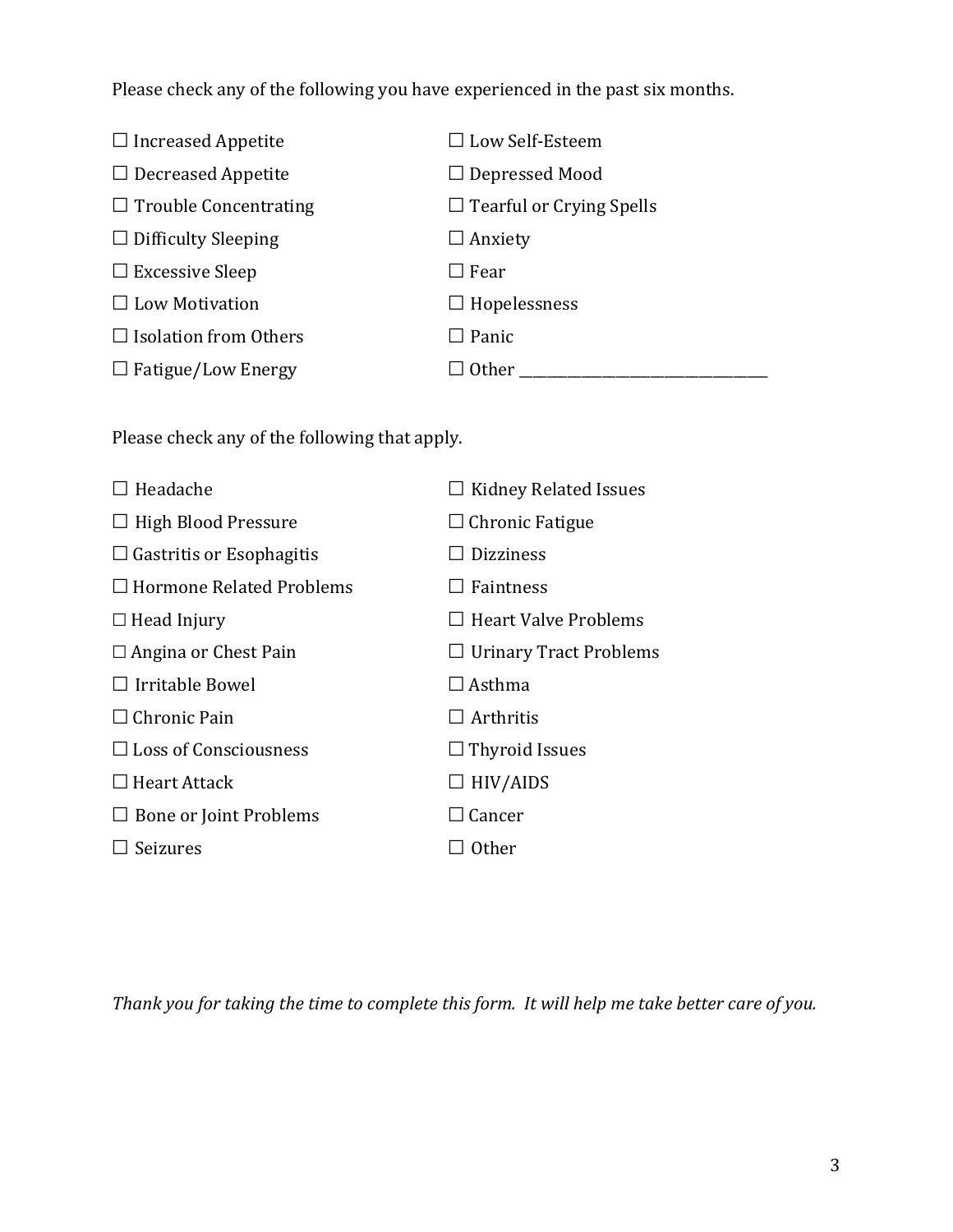Please check any of the following you have experienced in the past six months.

☐ Increased Appetite

☐ Decreased Appetite

☐ Trouble Concentrating

☐ Difficulty Sleeping

☐ Excessive Sleep

☐ Low Motivation

☐ Isolation from Others

☐ Fatigue/Low Energy

☐ Low Self-Esteem

☐ Depressed Mood

☐ Tearful or Crying Spells

☐ Anxiety

☐ Fear

☐ Hopelessness

☐ Panic

☐ Other ________________________________

Please check any of the following that apply.

☐ Headache

☐ High Blood Pressure

☐ Gastritis or Esophagitis

☐ Hormone Related Problems

☐ Head Injury

☐ Angina or Chest Pain

☐ Irritable Bowel

☐ Chronic Pain

☐ Loss of Consciousness

☐ Heart Attack

☐ Bone or Joint Problems

☐ Seizures

☐ Kidney Related Issues

☐ Chronic Fatigue

☐ Dizziness

☐ Faintness

☐ Heart Valve Problems

☐ Urinary Tract Problems

☐ Asthma

☐ Arthritis

☐ Thyroid Issues

☐ HIV/AIDS

☐ Cancer

☐ Other

*Thank you for taking the time to complete this form. It will help me take better care of you.*